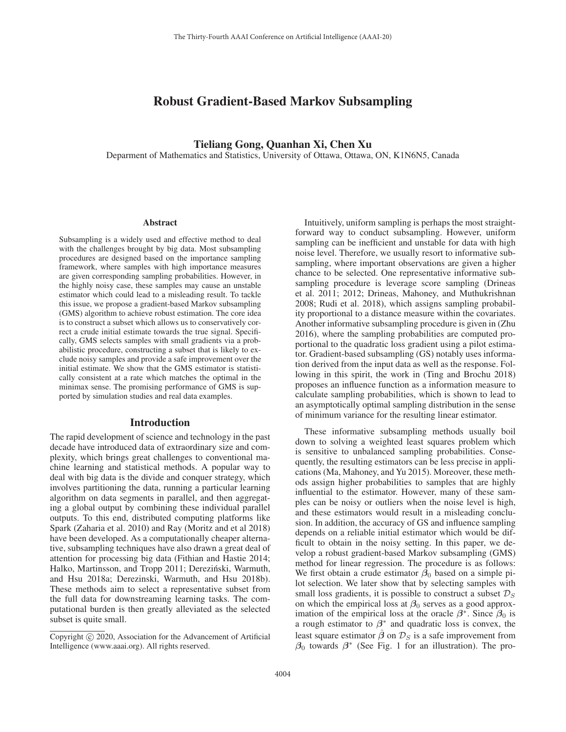# Robust Gradient-Based Markov Subsampling

**Tieliang Gong, Quanhan Xi, Chen Xu**

Deparment of Mathematics and Statistics, University of Ottawa, Ottawa, ON, K1N6N5, Canada

## Abstract

Subsampling is a widely used and effective method to deal with the challenges brought by big data. Most subsampling procedures are designed based on the importance sampling framework, where samples with high importance measures are given corresponding sampling probabilities. However, in the highly noisy case, these samples may cause an unstable estimator which could lead to a misleading result. To tackle this issue, we propose a gradient-based Markov subsampling (GMS) algorithm to achieve robust estimation. The core idea is to construct a subset which allows us to conservatively correct a crude initial estimate towards the true signal. Specifically, GMS selects samples with small gradients via a probabilistic procedure, constructing a subset that is likely to exclude noisy samples and provide a safe improvement over the initial estimate. We show that the GMS estimator is statistically consistent at a rate which matches the optimal in the minimax sense. The promising performance of GMS is supported by simulation studies and real data examples.

## Introduction

The rapid development of science and technology in the past decade have introduced data of extraordinary size and complexity, which brings great challenges to conventional machine learning and statistical methods. A popular way to deal with big data is the divide and conquer strategy, which involves partitioning the data, running a particular learning algorithm on data segments in parallel, and then aggregating a global output by combining these individual parallel outputs. To this end, distributed computing platforms like Spark (Zaharia et al. 2010) and Ray (Moritz and et al 2018) have been developed. As a computationally cheaper alternative, subsampling techniques have also drawn a great deal of attention for processing big data (Fithian and Hastie 2014; Halko, Martinsson, and Tropp 2011; Dereziński, Warmuth, and Hsu 2018a; Derezinski, Warmuth, and Hsu 2018b). These methods aim to select a representative subset from the full data for downstreaming learning tasks. The computational burden is then greatly alleviated as the selected subset is quite small.

Intuitively, uniform sampling is perhaps the most straightforward way to conduct subsampling. However, uniform sampling can be inefficient and unstable for data with high noise level. Therefore, we usually resort to informative subsampling, where important observations are given a higher chance to be selected. One representative informative subsampling procedure is leverage score sampling (Drineas et al. 2011; 2012; Drineas, Mahoney, and Muthukrishnan 2008; Rudi et al. 2018), which assigns sampling probability proportional to a distance measure within the covariates. Another informative subsampling procedure is given in (Zhu 2016), where the sampling probabilities are computed proportional to the quadratic loss gradient using a pilot estimator. Gradient-based subsampling (GS) notably uses information derived from the input data as well as the response. Following in this spirit, the work in (Ting and Brochu 2018) proposes an influence function as a information measure to calculate sampling probabilities, which is shown to lead to an asymptotically optimal sampling distribution in the sense of minimum variance for the resulting linear estimator.

These informative subsampling methods usually boil down to solving a weighted least squares problem which is sensitive to unbalanced sampling probabilities. Consequently, the resulting estimators can be less precise in applications (Ma, Mahoney, and Yu 2015). Moreover, these methods assign higher probabilities to samples that are highly influential to the estimator. However, many of these samples can be noisy or outliers when the noise level is high, and these estimators would result in a misleading conclusion. In addition, the accuracy of GS and influence sampling depends on a reliable initial estimator which would be difficult to obtain in the noisy setting. In this paper, we develop a robust gradient-based Markov subsampling (GMS) method for linear regression. The procedure is as follows: We first obtain a crude estimator $\boldsymbol{\beta}_0$ based on a simple pilot selection. We later show that by selecting samples with small loss gradients, it is possible to construct a subset $\mathcal{D}_S$ on which the empirical loss at $\boldsymbol{\beta}_0$ serves as a good approximation of the empirical loss at the oracle $\boldsymbol{\beta}^*$. Since $\boldsymbol{\beta}_0$ is a rough estimator to $\boldsymbol{\beta}^*$ and quadratic loss is convex, the least square estimator $\hat{\boldsymbol{\beta}}$ on $\mathcal{D}_S$ is a safe improvement from $\boldsymbol{\beta}_0$ towards $\boldsymbol{\beta}^*$ (See Fig. 1 for an illustration). The pro-

Copyright © 2020, Association for the Advancement of Artificial Intelligence (www.aaai.org). All rights reserved.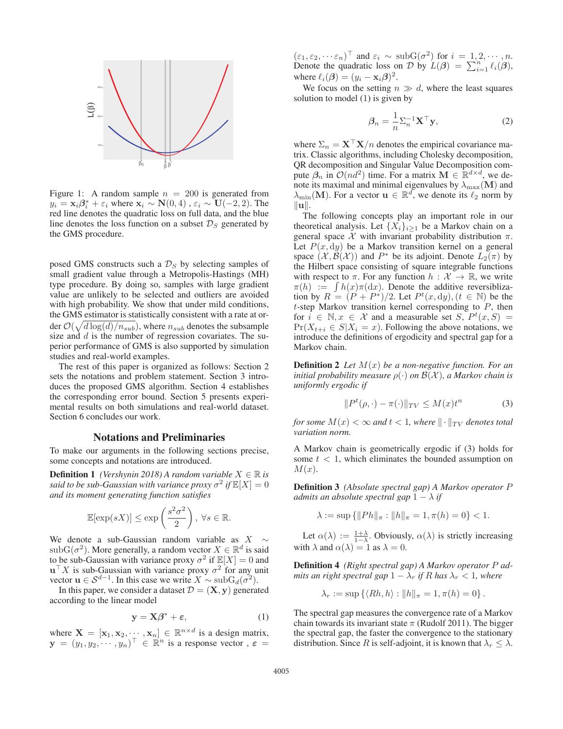Figure 1: A random sample $n = 200$ is generated from $y_i = \mathbf{x}_i\boldsymbol{\beta}_i^* + \varepsilon_i$ where $\mathbf{x}_i \sim \mathbf{N}(0, 4)$ , $\varepsilon_i \sim \mathbf{U}(-2, 2)$. The red line denotes the quadratic loss on full data, and the blue line denotes the loss function on a subset $\mathcal{D}_S$ generated by the GMS procedure.

posed GMS constructs such a $\mathcal{D}_S$ by selecting samples of small gradient value through a Metropolis-Hastings (MH) type procedure. By doing so, samples with large gradient value are unlikely to be selected and outliers are avoided with high probability. We show that under mild conditions, the GMS estimator is statistically consistent with a rate at order $\mathcal{O}(\sqrt{d\log(d)/n_{sub}})$, where $n_{sub}$ denotes the subsample size and $d$ is the number of regression covariates. The superior performance of GMS is also supported by simulation studies and real-world examples.

The rest of this paper is organized as follows: Section 2 sets the notations and problem statement. Section 3 introduces the proposed GMS algorithm. Section 4 establishes the corresponding error bound. Section 5 presents experimental results on both simulations and real-world dataset. Section 6 concludes our work.

## Notations and Preliminaries

To make our arguments in the following sections precise, some concepts and notations are introduced.

**Definition 1** *(Vershynin 2018) A random variable $X \in \mathbb{R}$ is said to be sub-Gaussian with variance proxy $\sigma^2$ if $\mathbb{E}[X] = 0$ and its moment generating function satisfies*

$$\mathbb{E}[\exp(sX)] \leq \exp\left(\frac{s^2\sigma^2}{2}\right), \ \forall s \in \mathbb{R}.$$

We denote a sub-Gaussian random variable as $X \sim \mathrm{subG}(\sigma^2)$. More generally, a random vector $X \in \mathbb{R}^d$ is said to be sub-Gaussian with variance proxy $\sigma^2$ if $\mathbb{E}[X] = 0$ and $\mathbf{u}^\top X$ is sub-Gaussian with variance proxy $\sigma^2$ for any unit vector $\mathbf{u} \in \mathcal{S}^{d-1}$. In this case we write $X \sim \mathrm{subG}_d(\sigma^2)$.

In this paper, we consider a dataset $\mathcal{D} = (\mathbf{X}, \mathbf{y})$ generated according to the linear model

$$\mathbf{y} = \mathbf{X}\boldsymbol{\beta}^* + \boldsymbol{\varepsilon}, \tag{1}$$

where $\mathbf{X} = [\mathbf{x}_1, \mathbf{x}_2, \cdots, \mathbf{x}_n] \in \mathbb{R}^{n\times d}$ is a design matrix, $\mathbf{y} = (y_1, y_2, \cdots, y_n)^\top \in \mathbb{R}^n$ is a response vector , $\boldsymbol{\varepsilon} = (\varepsilon_1, \varepsilon_2, \cdots \varepsilon_n)^\top$ and $\varepsilon_i \sim \mathrm{subG}(\sigma^2)$ for $i = 1, 2, \cdots, n$. Denote the quadratic loss on $\mathcal{D}$ by $L(\boldsymbol{\beta}) = \sum_{i=1}^n \ell_i(\boldsymbol{\beta})$, where $\ell_i(\boldsymbol{\beta}) = (y_i - \mathbf{x}_i\boldsymbol{\beta})^2$.

We focus on the setting $n \gg d$, where the least squares solution to model (1) is given by

$$\boldsymbol{\beta}_n = \frac{1}{n}\Sigma_n^{-1}\mathbf{X}^\top\mathbf{y}, \tag{2}$$

where $\Sigma_n = \mathbf{X}^\top\mathbf{X}/n$ denotes the empirical covariance matrix. Classic algorithms, including Cholesky decomposition, QR decomposition and Singular Value Decomposition compute $\boldsymbol{\beta}_n$ in $\mathcal{O}(nd^2)$ time. For a matrix $\mathbf{M} \in \mathbb{R}^{d\times d}$, we denote its maximal and minimal eigenvalues by $\lambda_{\max}(\mathbf{M})$ and $\lambda_{\min}(\mathbf{M})$. For a vector $\mathbf{u} \in \mathbb{R}^d$, we denote its $\ell_2$ norm by $\|\mathbf{u}\|$.

The following concepts play an important role in our theoretical analysis. Let $\{X_i\}_{i\geq 1}$ be a Markov chain on a general space $\mathcal{X}$ with invariant probability distribution $\pi$. Let $P(x, \mathrm{d}y)$ be a Markov transition kernel on a general space $(\mathcal{X}, \mathcal{B}(\mathcal{X}))$ and $P^*$ be its adjoint. Denote $L_2(\pi)$ by the Hilbert space consisting of square integrable functions with respect to $\pi$. For any function $h : \mathcal{X} \to \mathbb{R}$, we write $\pi(h) := \int h(x)\pi(\mathrm{d}x)$. Denote the additive reversiblization by $R = (P + P^*)/2$. Let $P^t(x, \mathrm{d}y), (t \in \mathbb{N})$ be the $t$-step Markov transition kernel corresponding to $P$, then for $i \in \mathbb{N}, x \in \mathcal{X}$ and a measurable set $S$, $P^t(x, S) = \Pr(X_{t+i} \in S|X_i = x)$. Following the above notations, we introduce the definitions of ergodicity and spectral gap for a Markov chain.

**Definition 2** *Let $M(x)$ be a non-negative function. For an initial probability measure $\rho(\cdot)$ on $\mathcal{B}(\mathcal{X})$, a Markov chain is uniformly ergodic if*

$$\|P^t(\rho, \cdot) - \pi(\cdot)\|_{TV} \leq M(x)t^n \tag{3}$$

*for some $M(x) < \infty$ and $t < 1$, where $\|\cdot\|_{TV}$ denotes total variation norm.*

A Markov chain is geometrically ergodic if (3) holds for some $t < 1$, which eliminates the bounded assumption on $M(x)$.

**Definition 3** *(Absolute spectral gap) A Markov operator $P$ admits an absolute spectral gap $1 - \lambda$ if*

$$\lambda := \sup\{\|Ph\|_\pi : \|h\|_\pi = 1, \pi(h) = 0\} < 1.$$

Let $\alpha(\lambda) := \frac{1+\lambda}{1-\lambda}$. Obviously, $\alpha(\lambda)$ is strictly increasing with $\lambda$ and $\alpha(\lambda) = 1$ as $\lambda = 0$.

**Definition 4** *(Right spectral gap) A Markov operator $P$ admits an right spectral gap $1 - \lambda_r$ if $R$ has $\lambda_r < 1$, where*

$$\lambda_r := \sup\{\langle Rh, h\rangle : \|h\|_\pi = 1, \pi(h) = 0\}.$$

The spectral gap measures the convergence rate of a Markov chain towards its invariant state $\pi$ (Rudolf 2011). The bigger the spectral gap, the faster the convergence to the stationary distribution. Since $R$ is self-adjoint, it is known that $\lambda_r \leq \lambda$.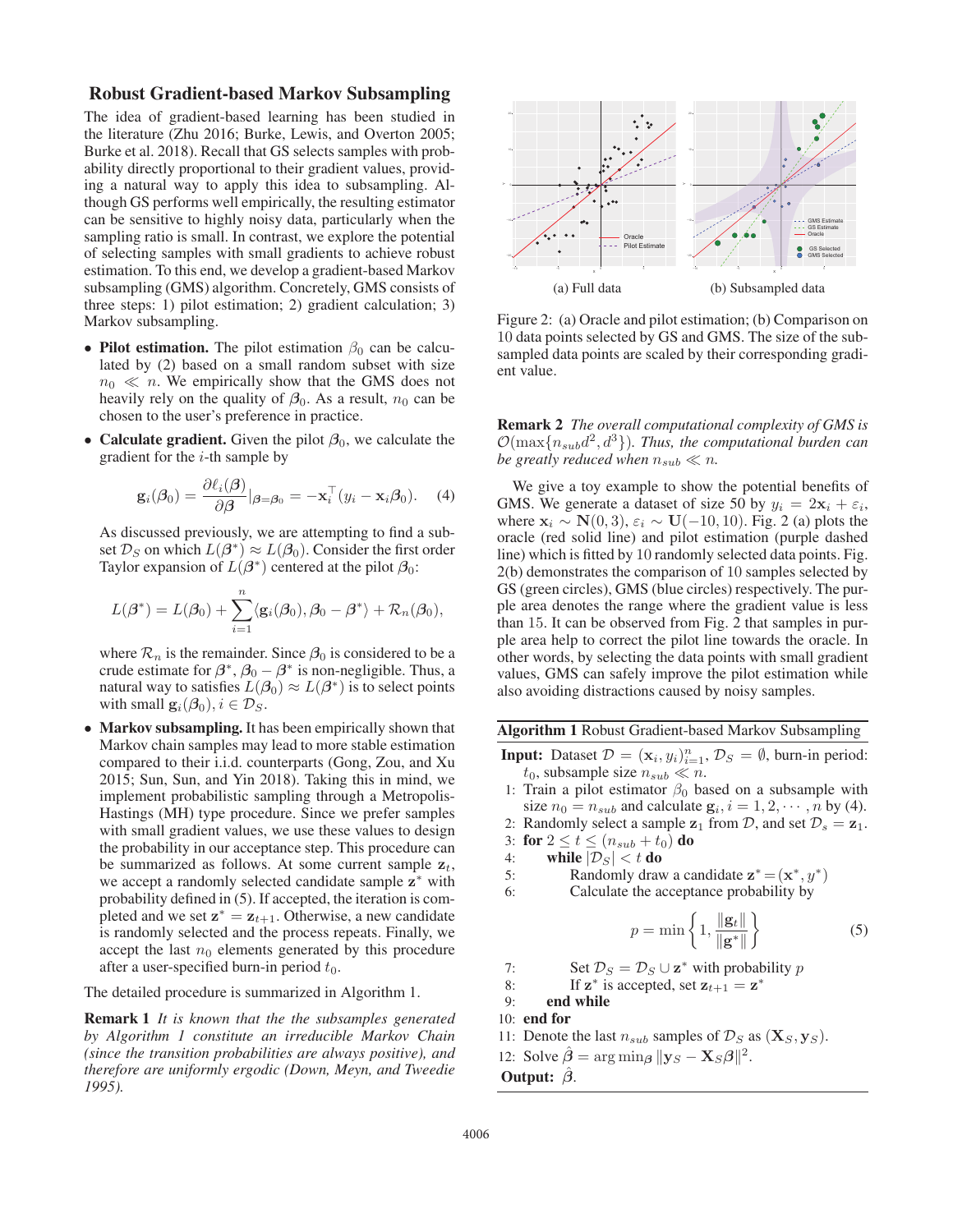## Robust Gradient-based Markov Subsampling

The idea of gradient-based learning has been studied in the literature (Zhu 2016; Burke, Lewis, and Overton 2005; Burke et al. 2018). Recall that GS selects samples with probability directly proportional to their gradient values, providing a natural way to apply this idea to subsampling. Although GS performs well empirically, the resulting estimator can be sensitive to highly noisy data, particularly when the sampling ratio is small. In contrast, we explore the potential of selecting samples with small gradients to achieve robust estimation. To this end, we develop a gradient-based Markov subsampling (GMS) algorithm. Concretely, GMS consists of three steps: 1) pilot estimation; 2) gradient calculation; 3) Markov subsampling.

- **Pilot estimation.** The pilot estimation $\beta_0$ can be calculated by (2) based on a small random subset with size $n_0 \ll n$. We empirically show that the GMS does not heavily rely on the quality of $\boldsymbol{\beta}_0$. As a result, $n_0$ can be chosen to the user's preference in practice.
- **Calculate gradient.** Given the pilot $\boldsymbol{\beta}_0$, we calculate the gradient for the $i$-th sample by

$$\mathbf{g}_i(\boldsymbol{\beta}_0) = \frac{\partial \ell_i(\boldsymbol{\beta})}{\partial \boldsymbol{\beta}}|_{\boldsymbol{\beta}=\boldsymbol{\beta}_0} = -\mathbf{x}_i^\top (y_i - \mathbf{x}_i \boldsymbol{\beta}_0). \quad (4)$$

As discussed previously, we are attempting to find a subset $\mathcal{D}_S$ on which $L(\boldsymbol{\beta}^*) \approx L(\boldsymbol{\beta}_0)$. Consider the first order Taylor expansion of $L(\boldsymbol{\beta}^*)$ centered at the pilot $\boldsymbol{\beta}_0$:

$$L(\boldsymbol{\beta}^*) = L(\boldsymbol{\beta}_0) + \sum_{i=1}^{n} \langle \mathbf{g}_i(\boldsymbol{\beta}_0), \boldsymbol{\beta}_0 - \boldsymbol{\beta}^* \rangle + \mathcal{R}_n(\boldsymbol{\beta}_0),$$

where $\mathcal{R}_n$ is the remainder. Since $\boldsymbol{\beta}_0$ is considered to be a crude estimate for $\boldsymbol{\beta}^*$, $\boldsymbol{\beta}_0 - \boldsymbol{\beta}^*$ is non-negligible. Thus, a natural way to satisfies $L(\boldsymbol{\beta}_0) \approx L(\boldsymbol{\beta}^*)$ is to select points with small $\mathbf{g}_i(\boldsymbol{\beta}_0), i \in \mathcal{D}_S$.

- **Markov subsampling.** It has been empirically shown that Markov chain samples may lead to more stable estimation compared to their i.i.d. counterparts (Gong, Zou, and Xu 2015; Sun, Sun, and Yin 2018). Taking this in mind, we implement probabilistic sampling through a Metropolis-Hastings (MH) type procedure. Since we prefer samples with small gradient values, we use these values to design the probability in our acceptance step. This procedure can be summarized as follows. At some current sample $\mathbf{z}_t$, we accept a randomly selected candidate sample $\mathbf{z}^*$ with probability defined in (5). If accepted, the iteration is completed and we set $\mathbf{z}^* = \mathbf{z}_{t+1}$. Otherwise, a new candidate is randomly selected and the process repeats. Finally, we accept the last $n_0$ elements generated by this procedure after a user-specified burn-in period $t_0$.

The detailed procedure is summarized in Algorithm 1.

**Remark 1** *It is known that the the subsamples generated by Algorithm 1 constitute an irreducible Markov Chain (since the transition probabilities are always positive), and therefore are uniformly ergodic (Down, Meyn, and Tweedie 1995).*

(a) Full data (b) Subsampled data

Figure 2: (a) Oracle and pilot estimation; (b) Comparison on 10 data points selected by GS and GMS. The size of the subsampled data points are scaled by their corresponding gradient value.

**Remark 2** *The overall computational complexity of GMS is $\mathcal{O}(\max\{n_{sub}d^2, d^3\})$. Thus, the computational burden can be greatly reduced when $n_{sub} \ll n$.*

We give a toy example to show the potential benefits of GMS. We generate a dataset of size 50 by $y_i = 2\mathbf{x}_i + \varepsilon_i$, where $\mathbf{x}_i \sim \mathbf{N}(0, 3)$, $\varepsilon_i \sim \mathbf{U}(-10, 10)$. Fig. 2 (a) plots the oracle (red solid line) and pilot estimation (purple dashed line) which is fitted by 10 randomly selected data points. Fig. 2(b) demonstrates the comparison of 10 samples selected by GS (green circles), GMS (blue circles) respectively. The purple area denotes the range where the gradient value is less than 15. It can be observed from Fig. 2 that samples in purple area help to correct the pilot line towards the oracle. In other words, by selecting the data points with small gradient values, GMS can safely improve the pilot estimation while also avoiding distractions caused by noisy samples.

---

**Algorithm 1** Robust Gradient-based Markov Subsampling

---

**Input:** Dataset $\mathcal{D} = (\mathbf{x}_i, y_i)_{i=1}^n$, $\mathcal{D}_S = \emptyset$, burn-in period: $t_0$, subsample size $n_{sub} \ll n$.

1: Train a pilot estimator $\beta_0$ based on a subsample with size $n_0 = n_{sub}$ and calculate $\mathbf{g}_i, i = 1, 2, \cdots, n$ by (4).
2: Randomly select a sample $\mathbf{z}_1$ from $\mathcal{D}$, and set $\mathcal{D}_s = \mathbf{z}_1$.
3: **for** $2 \leq t \leq (n_{sub} + t_0)$ **do**
4: &nbsp;&nbsp;&nbsp;&nbsp;**while** $|\mathcal{D}_S| < t$ **do**
5: &nbsp;&nbsp;&nbsp;&nbsp;&nbsp;&nbsp;&nbsp;&nbsp;Randomly draw a candidate $\mathbf{z}^* = (\mathbf{x}^*, y^*)$
6: &nbsp;&nbsp;&nbsp;&nbsp;&nbsp;&nbsp;&nbsp;&nbsp;Calculate the acceptance probability by

$$p = \min\left\{1, \frac{\|\mathbf{g}_t\|}{\|\mathbf{g}^*\|}\right\} \quad (5)$$

7: &nbsp;&nbsp;&nbsp;&nbsp;&nbsp;&nbsp;&nbsp;&nbsp;Set $\mathcal{D}_S = \mathcal{D}_S \cup \mathbf{z}^*$ with probability $p$
8: &nbsp;&nbsp;&nbsp;&nbsp;&nbsp;&nbsp;&nbsp;&nbsp;If $\mathbf{z}^*$ is accepted, set $\mathbf{z}_{t+1} = \mathbf{z}^*$
9: &nbsp;&nbsp;&nbsp;&nbsp;**end while**
10: **end for**
11: Denote the last $n_{sub}$ samples of $\mathcal{D}_S$ as $(\mathbf{X}_S, \mathbf{y}_S)$.
12: Solve $\hat{\boldsymbol{\beta}} = \arg\min_{\boldsymbol{\beta}} \|\mathbf{y}_S - \mathbf{X}_S \boldsymbol{\beta}\|^2$.

**Output:** $\hat{\boldsymbol{\beta}}$.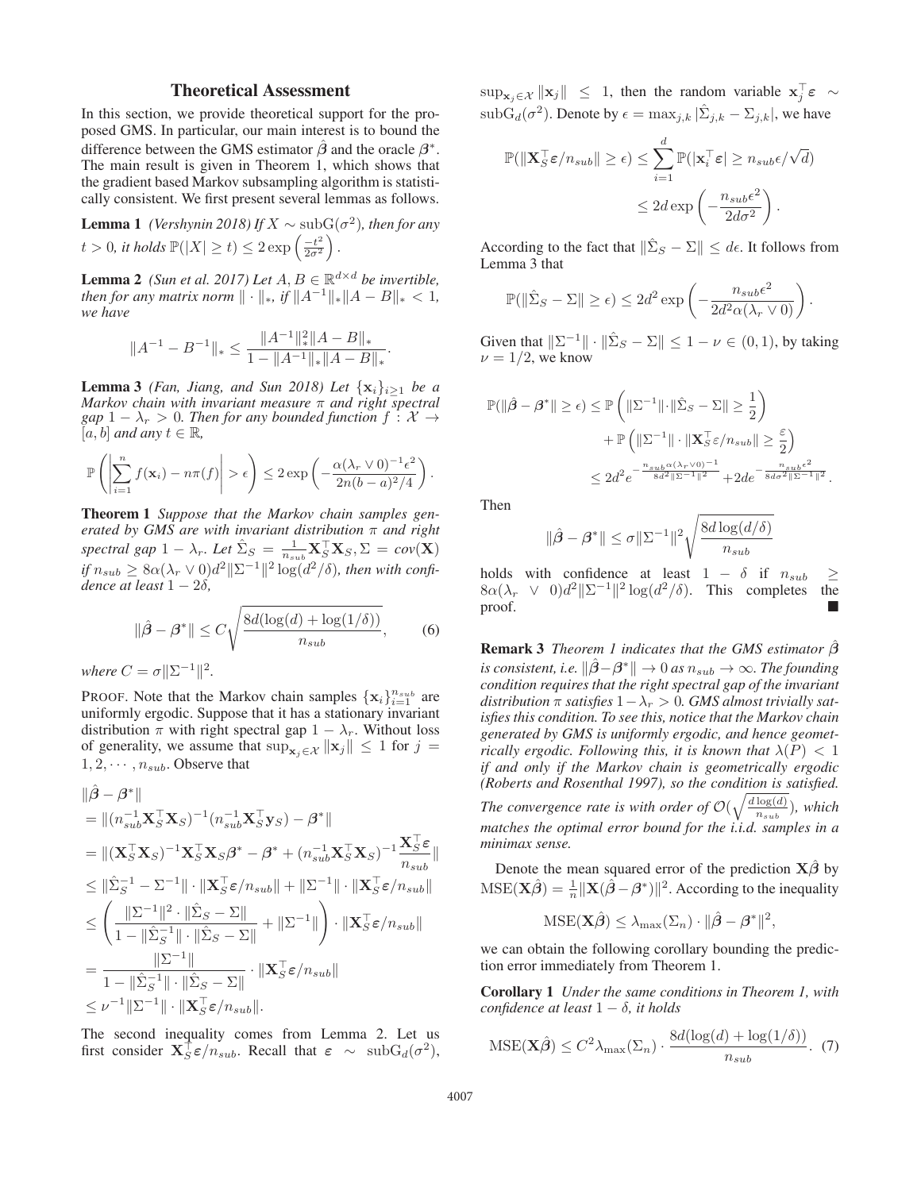## Theoretical Assessment

In this section, we provide theoretical support for the proposed GMS. In particular, our main interest is to bound the difference between the GMS estimator $\hat{\boldsymbol{\beta}}$ and the oracle $\boldsymbol{\beta}^*$. The main result is given in Theorem 1, which shows that the gradient based Markov subsampling algorithm is statistically consistent. We first present several lemmas as follows.

**Lemma 1** *(Vershynin 2018) If $X \sim \mathrm{subG}(\sigma^2)$, then for any $t > 0$, it holds $\mathbb{P}(|X| \geq t) \leq 2\exp\left(\frac{-t^2}{2\sigma^2}\right)$.*

**Lemma 2** *(Sun et al. 2017) Let $A, B \in \mathbb{R}^{d\times d}$ be invertible, then for any matrix norm $\|\cdot\|_*$, if $\|A^{-1}\|_* \|A - B\|_* < 1$, we have*

$$\|A^{-1} - B^{-1}\|_* \leq \frac{\|A^{-1}\|_*^2 \|A - B\|_*}{1 - \|A^{-1}\|_* \|A - B\|_*}.$$

**Lemma 3** *(Fan, Jiang, and Sun 2018) Let $\{\mathbf{x}_i\}_{i\geq 1}$ be a Markov chain with invariant measure $\pi$ and right spectral gap $1 - \lambda_r > 0$. Then for any bounded function $f : \mathcal{X} \to [a, b]$ and any $t \in \mathbb{R}$,*

$$\mathbb{P}\left(\left|\sum_{i=1}^{n} f(\mathbf{x}_i) - n\pi(f)\right| > \epsilon\right) \leq 2\exp\left(-\frac{\alpha(\lambda_r \vee 0)^{-1}\epsilon^2}{2n(b-a)^2/4}\right).$$

**Theorem 1** *Suppose that the Markov chain samples generated by GMS are with invariant distribution $\pi$ and right spectral gap $1 - \lambda_r$. Let $\hat{\Sigma}_S = \frac{1}{n_{sub}}\mathbf{X}_S^\top \mathbf{X}_S, \Sigma = cov(\mathbf{X})$ if $n_{sub} \geq 8\alpha(\lambda_r \vee 0)d^2\|\Sigma^{-1}\|^2 \log(d^2/\delta)$, then with confidence at least $1 - 2\delta$,*

$$\|\hat{\boldsymbol{\beta}} - \boldsymbol{\beta}^*\| \leq C\sqrt{\frac{8d(\log(d) + \log(1/\delta))}{n_{sub}}}, \quad (6)$$

*where $C = \sigma\|\Sigma^{-1}\|^2$.*

PROOF. Note that the Markov chain samples $\{\mathbf{x}_i\}_{i=1}^{n_{sub}}$ are uniformly ergodic. Suppose that it has a stationary invariant distribution $\pi$ with right spectral gap $1 - \lambda_r$. Without loss of generality, we assume that $\sup_{\mathbf{x}_j \in \mathcal{X}} \|\mathbf{x}_j\| \leq 1$ for $j = 1, 2, \cdots, n_{sub}$. Observe that

$$\begin{aligned}
&\|\hat{\boldsymbol{\beta}} - \boldsymbol{\beta}^*\| \\
&= \|(n_{sub}^{-1}\mathbf{X}_S^\top \mathbf{X}_S)^{-1}(n_{sub}^{-1}\mathbf{X}_S^\top \mathbf{y}_S) - \boldsymbol{\beta}^*\| \\
&= \|(\mathbf{X}_S^\top \mathbf{X}_S)^{-1}\mathbf{X}_S^\top \mathbf{X}_S\boldsymbol{\beta}^* - \boldsymbol{\beta}^* + (n_{sub}^{-1}\mathbf{X}_S^\top \mathbf{X}_S)^{-1}\frac{\mathbf{X}_S^\top \boldsymbol{\varepsilon}}{n_{sub}}\| \\
&\leq \|\hat{\Sigma}_S^{-1} - \Sigma^{-1}\| \cdot \|\mathbf{X}_S^\top \boldsymbol{\varepsilon}/n_{sub}\| + \|\Sigma^{-1}\| \cdot \|\mathbf{X}_S^\top \boldsymbol{\varepsilon}/n_{sub}\| \\
&\leq \left(\frac{\|\Sigma^{-1}\|^2 \cdot \|\hat{\Sigma}_S - \Sigma\|}{1 - \|\hat{\Sigma}_S^{-1}\| \cdot \|\hat{\Sigma}_S - \Sigma\|} + \|\Sigma^{-1}\|\right) \cdot \|\mathbf{X}_S^\top \boldsymbol{\varepsilon}/n_{sub}\| \\
&= \frac{\|\Sigma^{-1}\|}{1 - \|\hat{\Sigma}_S^{-1}\| \cdot \|\hat{\Sigma}_S - \Sigma\|} \cdot \|\mathbf{X}_S^\top \boldsymbol{\varepsilon}/n_{sub}\| \\
&\leq \nu^{-1}\|\Sigma^{-1}\| \cdot \|\mathbf{X}_S^\top \boldsymbol{\varepsilon}/n_{sub}\|.
\end{aligned}$$

The second inequality comes from Lemma 2. Let us first consider $\mathbf{X}_S^\top \boldsymbol{\varepsilon}/n_{sub}$. Recall that $\boldsymbol{\varepsilon} \sim \mathrm{subG}_d(\sigma^2)$, $\sup_{\mathbf{x}_j \in \mathcal{X}} \|\mathbf{x}_j\| \leq 1$, then the random variable $\mathbf{x}_j^\top \boldsymbol{\varepsilon} \sim \mathrm{subG}_d(\sigma^2)$. Denote by $\epsilon = \max_{j,k} |\hat{\Sigma}_{j,k} - \Sigma_{j,k}|$, we have

$$\begin{aligned}
\mathbb{P}(\|\mathbf{X}_S^\top \boldsymbol{\varepsilon}/n_{sub}\| \geq \epsilon) &\leq \sum_{i=1}^{d} \mathbb{P}(|\mathbf{x}_i^\top \boldsymbol{\varepsilon}| \geq n_{sub}\epsilon/\sqrt{d}) \\
&\leq 2d\exp\left(-\frac{n_{sub}\epsilon^2}{2d\sigma^2}\right).
\end{aligned}$$

According to the fact that $\|\hat{\Sigma}_S - \Sigma\| \leq d\epsilon$. It follows from Lemma 3 that

$$\mathbb{P}(\|\hat{\Sigma}_S - \Sigma\| \geq \epsilon) \leq 2d^2\exp\left(-\frac{n_{sub}\epsilon^2}{2d^2\alpha(\lambda_r \vee 0)}\right).$$

Given that $\|\Sigma^{-1}\| \cdot \|\hat{\Sigma}_S - \Sigma\| \leq 1 - \nu \in (0, 1)$, by taking $\nu = 1/2$, we know

$$\begin{aligned}
\mathbb{P}(\|\hat{\boldsymbol{\beta}} - \boldsymbol{\beta}^*\| \geq \epsilon) &\leq \mathbb{P}\left(\|\Sigma^{-1}\| \cdot \|\hat{\Sigma}_S - \Sigma\| \geq \frac{1}{2}\right) \\
&\quad + \mathbb{P}\left(\|\Sigma^{-1}\| \cdot \|\mathbf{X}_S^\top \varepsilon/n_{sub}\| \geq \frac{\varepsilon}{2}\right) \\
&\leq 2d^2 e^{-\frac{n_{sub}\alpha(\lambda_r \vee 0)^{-1}}{8d^2\|\Sigma^{-1}\|^2}} + 2de^{-\frac{n_{sub}\epsilon^2}{8d\sigma^2\|\Sigma^{-1}\|^2}}.
\end{aligned}$$

Then

$$\|\hat{\boldsymbol{\beta}} - \boldsymbol{\beta}^*\| \leq \sigma\|\Sigma^{-1}\|^2\sqrt{\frac{8d\log(d/\delta)}{n_{sub}}}$$

holds with confidence at least $1 - \delta$ if $n_{sub} \geq 8\alpha(\lambda_r \vee 0)d^2\|\Sigma^{-1}\|^2 \log(d^2/\delta)$. This completes the proof. ■

**Remark 3** *Theorem 1 indicates that the GMS estimator $\hat{\boldsymbol{\beta}}$ is consistent, i.e. $\|\hat{\boldsymbol{\beta}} - \boldsymbol{\beta}^*\| \to 0$ as $n_{sub} \to \infty$. The founding condition requires that the right spectral gap of the invariant distribution $\pi$ satisfies $1 - \lambda_r > 0$. GMS almost trivially satisfies this condition. To see this, notice that the Markov chain generated by GMS is uniformly ergodic, and hence geometrically ergodic. Following this, it is known that $\lambda(P) < 1$ if and only if the Markov chain is geometrically ergodic (Roberts and Rosenthal 1997), so the condition is satisfied. The convergence rate is with order of $\mathcal{O}(\sqrt{\frac{d\log(d)}{n_{sub}}})$, which matches the optimal error bound for the i.i.d. samples in a minimax sense.*

Denote the mean squared error of the prediction $\mathbf{X}\hat{\boldsymbol{\beta}}$ by $\mathrm{MSE}(\mathbf{X}\hat{\boldsymbol{\beta}}) = \frac{1}{n}\|\mathbf{X}(\hat{\boldsymbol{\beta}} - \boldsymbol{\beta}^*)\|^2$. According to the inequality

$$\mathrm{MSE}(\mathbf{X}\hat{\boldsymbol{\beta}}) \leq \lambda_{\max}(\Sigma_n) \cdot \|\hat{\boldsymbol{\beta}} - \boldsymbol{\beta}^*\|^2,$$

we can obtain the following corollary bounding the prediction error immediately from Theorem 1.

**Corollary 1** *Under the same conditions in Theorem 1, with confidence at least $1 - \delta$, it holds*

$$\mathrm{MSE}(\mathbf{X}\hat{\boldsymbol{\beta}}) \leq C^2\lambda_{\max}(\Sigma_n) \cdot \frac{8d(\log(d) + \log(1/\delta))}{n_{sub}}. \quad (7)$$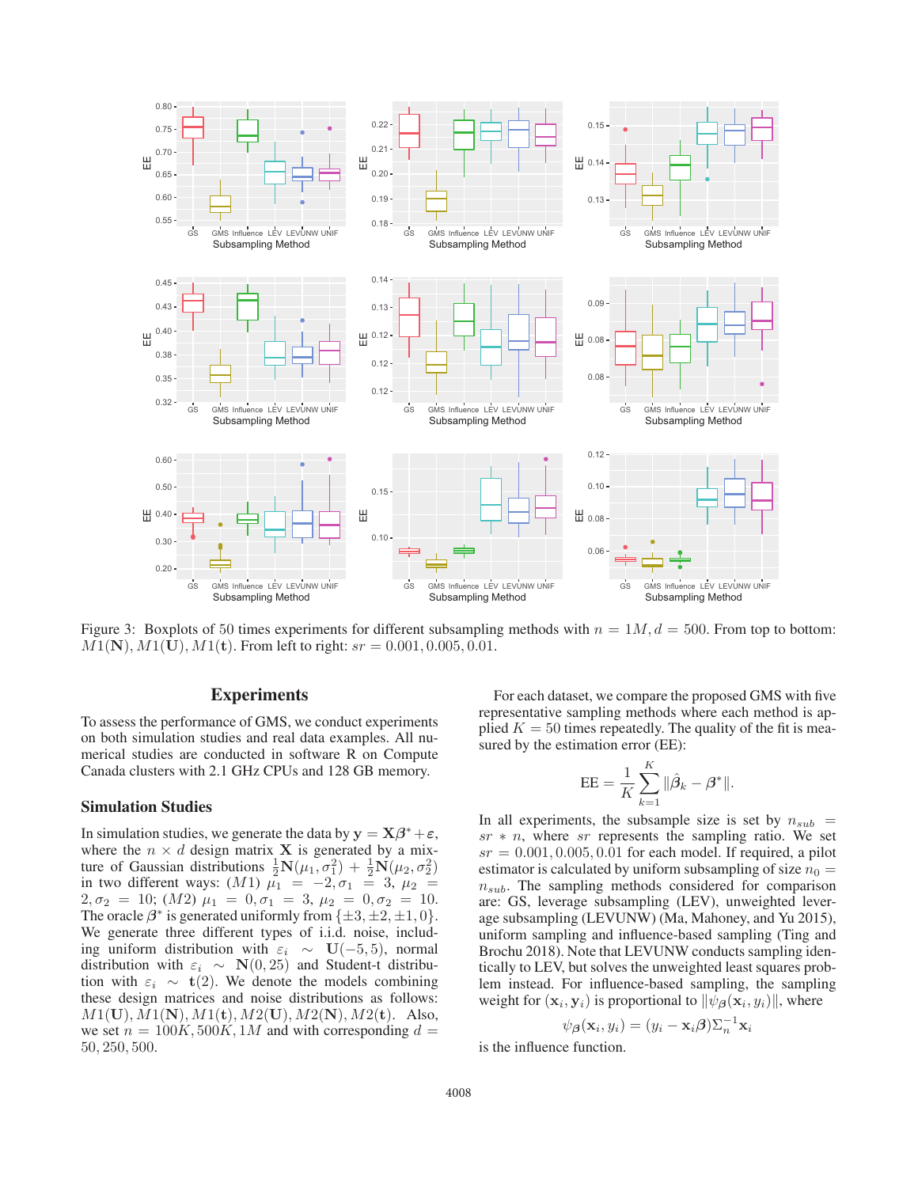Figure 3: Boxplots of 50 times experiments for different subsampling methods with $n = 1M, d = 500$. From top to bottom: $M1(\mathbf{N}), M1(\mathbf{U}), M1(\mathbf{t})$. From left to right: $sr = 0.001, 0.005, 0.01$.

## Experiments

To assess the performance of GMS, we conduct experiments on both simulation studies and real data examples. All numerical studies are conducted in software R on Compute Canada clusters with 2.1 GHz CPUs and 128 GB memory.

### Simulation Studies

In simulation studies, we generate the data by $\mathbf{y} = \mathbf{X}\boldsymbol{\beta}^* + \boldsymbol{\varepsilon}$, where the $n \times d$ design matrix $\mathbf{X}$ is generated by a mixture of Gaussian distributions $\frac{1}{2}\mathbf{N}(\mu_1, \sigma_1^2) + \frac{1}{2}\mathbf{N}(\mu_2, \sigma_2^2)$ in two different ways: $(M1)$ $\mu_1 = -2, \sigma_1 = 3$, $\mu_2 = 2, \sigma_2 = 10$; $(M2)$ $\mu_1 = 0, \sigma_1 = 3$, $\mu_2 = 0, \sigma_2 = 10$. The oracle $\boldsymbol{\beta}^*$ is generated uniformly from $\{\pm 3, \pm 2, \pm 1, 0\}$. We generate three different types of i.i.d. noise, including uniform distribution with $\varepsilon_i \sim \mathbf{U}(-5, 5)$, normal distribution with $\varepsilon_i \sim \mathbf{N}(0, 25)$ and Student-t distribution with $\varepsilon_i \sim \mathbf{t}(2)$. We denote the models combining these design matrices and noise distributions as follows: $M1(\mathbf{U}), M1(\mathbf{N}), M1(\mathbf{t}), M2(\mathbf{U}), M2(\mathbf{N}), M2(\mathbf{t})$. Also, we set $n = 100K, 500K, 1M$ and with corresponding $d = 50, 250, 500$.

For each dataset, we compare the proposed GMS with five representative sampling methods where each method is applied $K = 50$ times repeatedly. The quality of the fit is measured by the estimation error (EE):

$$\text{EE} = \frac{1}{K}\sum_{k=1}^{K} \|\hat{\boldsymbol{\beta}}_k - \boldsymbol{\beta}^*\|.$$

In all experiments, the subsample size is set by $n_{sub} = sr * n$, where $sr$ represents the sampling ratio. We set $sr = 0.001, 0.005, 0.01$ for each model. If required, a pilot estimator is calculated by uniform subsampling of size $n_0 = n_{sub}$. The sampling methods considered for comparison are: GS, leverage subsampling (LEV), unweighted leverage subsampling (LEVUNW) (Ma, Mahoney, and Yu 2015), uniform sampling and influence-based sampling (Ting and Brochu 2018). Note that LEVUNW conducts sampling identically to LEV, but solves the unweighted least squares problem instead. For influence-based sampling, the sampling weight for $(\mathbf{x}_i, \mathbf{y}_i)$ is proportional to $\|\psi_{\boldsymbol{\beta}}(\mathbf{x}_i, y_i)\|$, where

$$\psi_{\boldsymbol{\beta}}(\mathbf{x}_i, y_i) = (y_i - \mathbf{x}_i\boldsymbol{\beta})\Sigma_n^{-1}\mathbf{x}_i$$

is the influence function.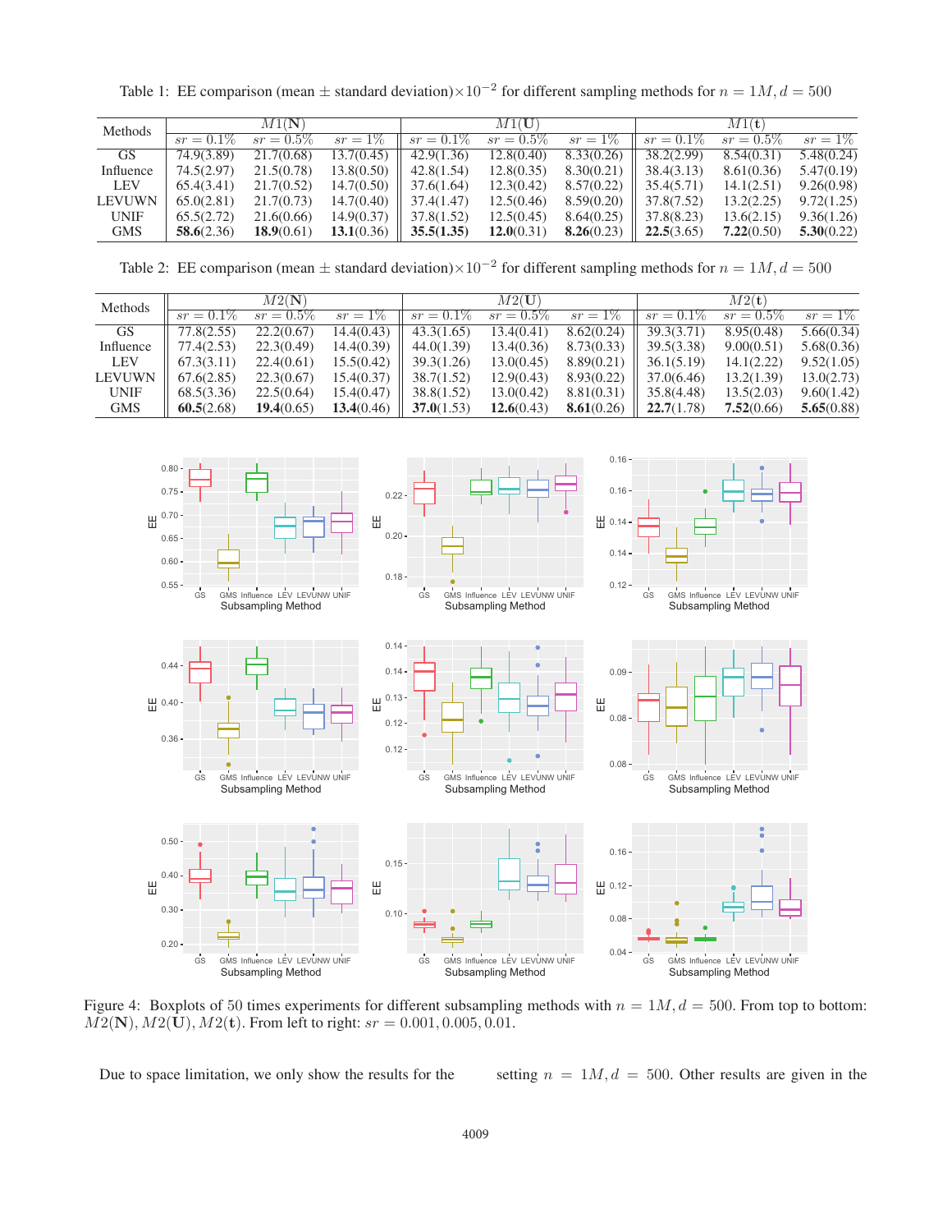Table 1: EE comparison (mean ± standard deviation)$\times 10^{-2}$ for different sampling methods for $n = 1M, d = 500$

| Methods | $M1(\mathbf{N})$ | | | $M1(\mathbf{U})$ | | | $M1(\mathbf{t})$ | | |
|---|---|---|---|---|---|---|---|---|---|
| | $sr = 0.1\%$ | $sr = 0.5\%$ | $sr = 1\%$ | $sr = 0.1\%$ | $sr = 0.5\%$ | $sr = 1\%$ | $sr = 0.1\%$ | $sr = 0.5\%$ | $sr = 1\%$ |
| GS | 74.9(3.89) | 21.7(0.68) | 13.7(0.45) | 42.9(1.36) | 12.8(0.40) | 8.33(0.26) | 38.2(2.99) | 8.54(0.31) | 5.48(0.24) |
| Influence | 74.5(2.97) | 21.5(0.78) | 13.8(0.50) | 42.8(1.54) | 12.8(0.35) | 8.30(0.21) | 38.4(3.13) | 8.61(0.36) | 5.47(0.19) |
| LEV | 65.4(3.41) | 21.7(0.52) | 14.7(0.50) | 37.6(1.64) | 12.3(0.42) | 8.57(0.22) | 35.4(5.71) | 14.1(2.51) | 9.26(0.98) |
| LEVUWN | 65.0(2.81) | 21.7(0.73) | 14.7(0.40) | 37.4(1.47) | 12.5(0.46) | 8.59(0.20) | 37.8(7.52) | 13.2(2.25) | 9.72(1.25) |
| UNIF | 65.5(2.72) | 21.6(0.66) | 14.9(0.37) | 37.8(1.52) | 12.5(0.45) | 8.64(0.25) | 37.8(8.23) | 13.6(2.15) | 9.36(1.26) |
| GMS | **58.6**(2.36) | **18.9**(0.61) | **13.1**(0.36) | **35.5(1.35)** | **12.0**(0.31) | **8.26**(0.23) | **22.5**(3.65) | **7.22**(0.50) | **5.30**(0.22) |

Table 2: EE comparison (mean ± standard deviation)$\times 10^{-2}$ for different sampling methods for $n = 1M, d = 500$

| Methods | $M2(\mathbf{N})$ | | | $M2(\mathbf{U})$ | | | $M2(\mathbf{t})$ | | |
|---|---|---|---|---|---|---|---|---|---|
| | $sr = 0.1\%$ | $sr = 0.5\%$ | $sr = 1\%$ | $sr = 0.1\%$ | $sr = 0.5\%$ | $sr = 1\%$ | $sr = 0.1\%$ | $sr = 0.5\%$ | $sr = 1\%$ |
| GS | 77.8(2.55) | 22.2(0.67) | 14.4(0.43) | 43.3(1.65) | 13.4(0.41) | 8.62(0.24) | 39.3(3.71) | 8.95(0.48) | 5.66(0.34) |
| Influence | 77.4(2.53) | 22.3(0.49) | 14.4(0.39) | 44.0(1.39) | 13.4(0.36) | 8.73(0.33) | 39.5(3.38) | 9.00(0.51) | 5.68(0.36) |
| LEV | 67.3(3.11) | 22.4(0.61) | 15.5(0.42) | 39.3(1.26) | 13.0(0.45) | 8.89(0.21) | 36.1(5.19) | 14.1(2.22) | 9.52(1.05) |
| LEVUWN | 67.6(2.85) | 22.3(0.67) | 15.4(0.37) | 38.7(1.52) | 12.9(0.43) | 8.93(0.22) | 37.0(6.46) | 13.2(1.39) | 13.0(2.73) |
| UNIF | 68.5(3.36) | 22.5(0.64) | 15.4(0.47) | 38.8(1.52) | 13.0(0.42) | 8.81(0.31) | 35.8(4.48) | 13.5(2.03) | 9.60(1.42) |
| GMS | **60.5**(2.68) | **19.4**(0.65) | **13.4**(0.46) | **37.0**(1.53) | **12.6**(0.43) | **8.61**(0.26) | **22.7**(1.78) | **7.52**(0.66) | **5.65**(0.88) |

Figure 4: Boxplots of 50 times experiments for different subsampling methods with $n = 1M, d = 500$. From top to bottom: $M2(\mathbf{N}), M2(\mathbf{U}), M2(\mathbf{t})$. From left to right: $sr = 0.001, 0.005, 0.01$.

Due to space limitation, we only show the results for the setting $n = 1M, d = 500$. Other results are given in the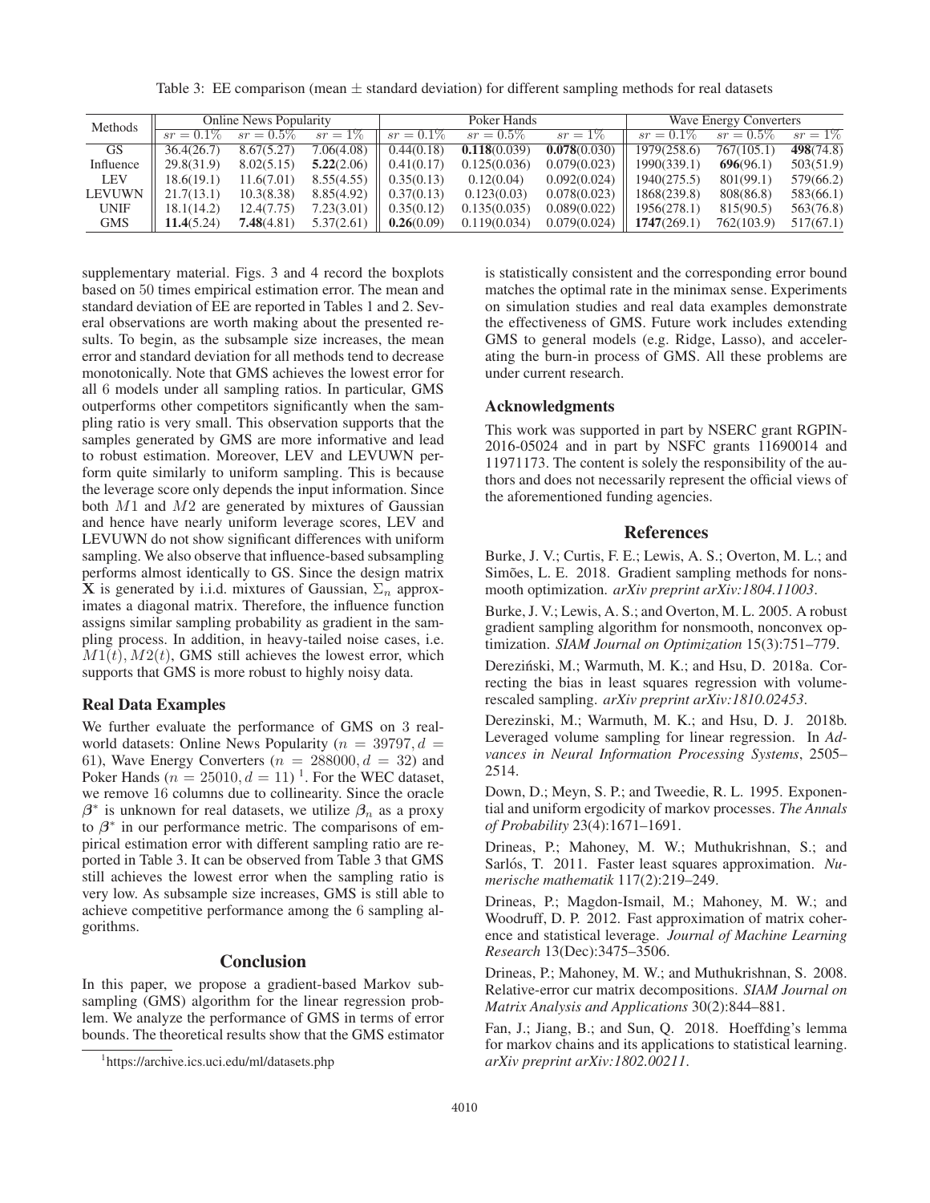Table 3: EE comparison (mean ± standard deviation) for different sampling methods for real datasets

| Methods | Online News Popularity | | | Poker Hands | | | Wave Energy Converters | | |
|---|---|---|---|---|---|---|---|---|---|
| | $sr = 0.1\%$ | $sr = 0.5\%$ | $sr = 1\%$ | $sr = 0.1\%$ | $sr = 0.5\%$ | $sr = 1\%$ | $sr = 0.1\%$ | $sr = 0.5\%$ | $sr = 1\%$ |
| GS | 36.4(26.7) | 8.67(5.27) | 7.06(4.08) | 0.44(0.18) | **0.118**(0.039) | **0.078**(0.030) | 1979(258.6) | 767(105.1) | **498**(74.8) |
| Influence | 29.8(31.9) | 8.02(5.15) | **5.22**(2.06) | 0.41(0.17) | 0.125(0.036) | 0.079(0.023) | 1990(339.1) | **696**(96.1) | 503(51.9) |
| LEV | 18.6(19.1) | 11.6(7.01) | 8.55(4.55) | 0.35(0.13) | 0.12(0.04) | 0.092(0.024) | 1940(275.5) | 801(99.1) | 579(66.2) |
| LEVUWN | 21.7(13.1) | 10.3(8.38) | 8.85(4.92) | 0.37(0.13) | 0.123(0.03) | 0.078(0.023) | 1868(239.8) | 808(86.8) | 583(66.1) |
| UNIF | 18.1(14.2) | 12.4(7.75) | 7.23(3.01) | 0.35(0.12) | 0.135(0.035) | 0.089(0.022) | 1956(278.1) | 815(90.5) | 563(76.8) |
| GMS | **11.4**(5.24) | **7.48**(4.81) | 5.37(2.61) | **0.26**(0.09) | 0.119(0.034) | 0.079(0.024) | **1747**(269.1) | 762(103.9) | 517(67.1) |

supplementary material. Figs. 3 and 4 record the boxplots based on 50 times empirical estimation error. The mean and standard deviation of EE are reported in Tables 1 and 2. Several observations are worth making about the presented results. To begin, as the subsample size increases, the mean error and standard deviation for all methods tend to decrease monotonically. Note that GMS achieves the lowest error for all 6 models under all sampling ratios. In particular, GMS outperforms other competitors significantly when the sampling ratio is very small. This observation supports that the samples generated by GMS are more informative and lead to robust estimation. Moreover, LEV and LEVUWN perform quite similarly to uniform sampling. This is because the leverage score only depends the input information. Since both $M1$ and $M2$ are generated by mixtures of Gaussian and hence have nearly uniform leverage scores, LEV and LEVUWN do not show significant differences with uniform sampling. We also observe that influence-based subsampling performs almost identically to GS. Since the design matrix $\mathbf{X}$ is generated by i.i.d. mixtures of Gaussian, $\Sigma_n$ approximates a diagonal matrix. Therefore, the influence function assigns similar sampling probability as gradient in the sampling process. In addition, in heavy-tailed noise cases, i.e. $M1(t), M2(t)$, GMS still achieves the lowest error, which supports that GMS is more robust to highly noisy data.

### Real Data Examples

We further evaluate the performance of GMS on 3 real-world datasets: Online News Popularity ($n = 39797, d = 61$), Wave Energy Converters ($n = 288000, d = 32$) and Poker Hands ($n = 25010, d = 11$) [1]. For the WEC dataset, we remove 16 columns due to collinearity. Since the oracle $\boldsymbol{\beta}^*$ is unknown for real datasets, we utilize $\boldsymbol{\beta}_n$ as a proxy to $\boldsymbol{\beta}^*$ in our performance metric. The comparisons of empirical estimation error with different sampling ratio are reported in Table 3. It can be observed from Table 3 that GMS still achieves the lowest error when the sampling ratio is very low. As subsample size increases, GMS is still able to achieve competitive performance among the 6 sampling algorithms.

## Conclusion

In this paper, we propose a gradient-based Markov subsampling (GMS) algorithm for the linear regression problem. We analyze the performance of GMS in terms of error bounds. The theoretical results show that the GMS estimator is statistically consistent and the corresponding error bound matches the optimal rate in the minimax sense. Experiments on simulation studies and real data examples demonstrate the effectiveness of GMS. Future work includes extending GMS to general models (e.g. Ridge, Lasso), and accelerating the burn-in process of GMS. All these problems are under current research.

[1] https://archive.ics.uci.edu/ml/datasets.php

### Acknowledgments

This work was supported in part by NSERC grant RGPIN-2016-05024 and in part by NSFC grants 11690014 and 11971173. The content is solely the responsibility of the authors and does not necessarily represent the official views of the aforementioned funding agencies.

## References

Burke, J. V.; Curtis, F. E.; Lewis, A. S.; Overton, M. L.; and Simões, L. E. 2018. Gradient sampling methods for nonsmooth optimization. *arXiv preprint arXiv:1804.11003*.

Burke, J. V.; Lewis, A. S.; and Overton, M. L. 2005. A robust gradient sampling algorithm for nonsmooth, nonconvex optimization. *SIAM Journal on Optimization* 15(3):751–779.

Dereziński, M.; Warmuth, M. K.; and Hsu, D. 2018a. Correcting the bias in least squares regression with volume-rescaled sampling. *arXiv preprint arXiv:1810.02453*.

Derezinski, M.; Warmuth, M. K.; and Hsu, D. J. 2018b. Leveraged volume sampling for linear regression. In *Advances in Neural Information Processing Systems*, 2505–2514.

Down, D.; Meyn, S. P.; and Tweedie, R. L. 1995. Exponential and uniform ergodicity of markov processes. *The Annals of Probability* 23(4):1671–1691.

Drineas, P.; Mahoney, M. W.; Muthukrishnan, S.; and Sarlós, T. 2011. Faster least squares approximation. *Numerische mathematik* 117(2):219–249.

Drineas, P.; Magdon-Ismail, M.; Mahoney, M. W.; and Woodruff, D. P. 2012. Fast approximation of matrix coherence and statistical leverage. *Journal of Machine Learning Research* 13(Dec):3475–3506.

Drineas, P.; Mahoney, M. W.; and Muthukrishnan, S. 2008. Relative-error cur matrix decompositions. *SIAM Journal on Matrix Analysis and Applications* 30(2):844–881.

Fan, J.; Jiang, B.; and Sun, Q. 2018. Hoeffding's lemma for markov chains and its applications to statistical learning. *arXiv preprint arXiv:1802.00211*.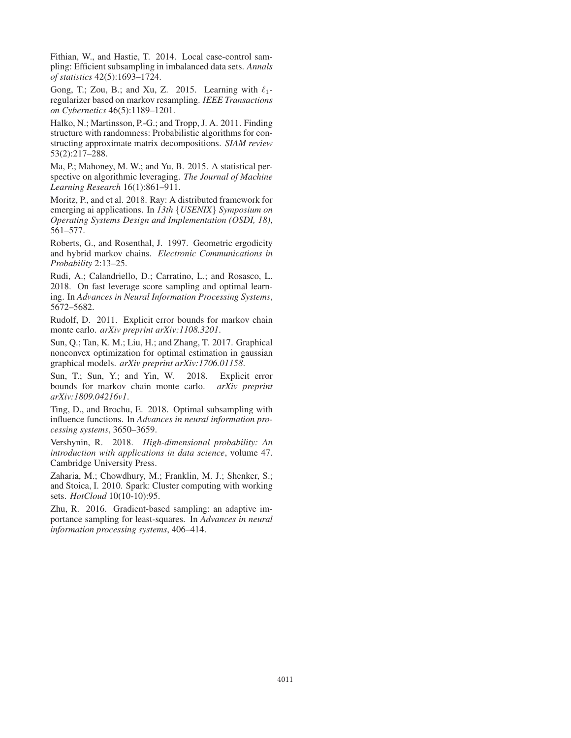Fithian, W., and Hastie, T. 2014. Local case-control sampling: Efficient subsampling in imbalanced data sets. *Annals of statistics* 42(5):1693–1724.

Gong, T.; Zou, B.; and Xu, Z. 2015. Learning with $\ell_1$-regularizer based on markov resampling. *IEEE Transactions on Cybernetics* 46(5):1189–1201.

Halko, N.; Martinsson, P.-G.; and Tropp, J. A. 2011. Finding structure with randomness: Probabilistic algorithms for constructing approximate matrix decompositions. *SIAM review* 53(2):217–288.

Ma, P.; Mahoney, M. W.; and Yu, B. 2015. A statistical perspective on algorithmic leveraging. *The Journal of Machine Learning Research* 16(1):861–911.

Moritz, P., and et al. 2018. Ray: A distributed framework for emerging ai applications. In *13th {USENIX} Symposium on Operating Systems Design and Implementation (OSDI, 18)*, 561–577.

Roberts, G., and Rosenthal, J. 1997. Geometric ergodicity and hybrid markov chains. *Electronic Communications in Probability* 2:13–25.

Rudi, A.; Calandriello, D.; Carratino, L.; and Rosasco, L. 2018. On fast leverage score sampling and optimal learning. In *Advances in Neural Information Processing Systems*, 5672–5682.

Rudolf, D. 2011. Explicit error bounds for markov chain monte carlo. *arXiv preprint arXiv:1108.3201*.

Sun, Q.; Tan, K. M.; Liu, H.; and Zhang, T. 2017. Graphical nonconvex optimization for optimal estimation in gaussian graphical models. *arXiv preprint arXiv:1706.01158*.

Sun, T.; Sun, Y.; and Yin, W. 2018. Explicit error bounds for markov chain monte carlo. *arXiv preprint arXiv:1809.04216v1*.

Ting, D., and Brochu, E. 2018. Optimal subsampling with influence functions. In *Advances in neural information processing systems*, 3650–3659.

Vershynin, R. 2018. *High-dimensional probability: An introduction with applications in data science*, volume 47. Cambridge University Press.

Zaharia, M.; Chowdhury, M.; Franklin, M. J.; Shenker, S.; and Stoica, I. 2010. Spark: Cluster computing with working sets. *HotCloud* 10(10-10):95.

Zhu, R. 2016. Gradient-based sampling: an adaptive importance sampling for least-squares. In *Advances in neural information processing systems*, 406–414.